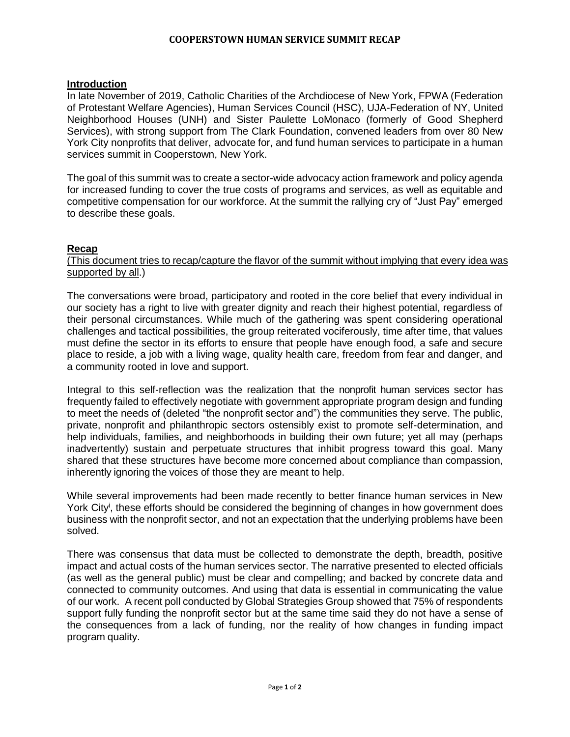# COOPERSTOWN HUMAN SERVICE SUMMIT RECAP

## Introduction

In late November of 2019, Catholic Charities of the Archdiocese of New York, FPWA (Federation of Protestant Welfare Agencies), Human Services Council (HSC), UJA-Federation of NY, United Neighborhood Houses (UNH) and Sister Paulette LoMonaco (formerly of Good Shepherd Services), with strong support from The Clark Foundation, convened leaders from over 80 New York City nonprofits that deliver, advocate for, and fund human services to participate in a human services summit in Cooperstown, New York.

The goal of this summit was to create a sector-wide advocacy action framework and policy agenda for increased funding to cover the true costs of programs and services, as well as equitable and competitive compensation for our workforce. At the summit the rallying cry of "Just Pay" emerged to describe these goals.

## Recap

(This document tries to recap/capture the flavor of the summit without implying that every idea was supported by all.)

The conversations were broad, participatory and rooted in the core belief that every individual in our society has a right to live with greater dignity and reach their highest potential, regardless of their personal circumstances. While much of the gathering was spent considering operational challenges and tactical possibilities, the group reiterated vociferously, time after time, that values must define the sector in its efforts to ensure that people have enough food, a safe and secure place to reside, a job with a living wage, quality health care, freedom from fear and danger, and a community rooted in love and support.

Integral to this self-reflection was the realization that the nonprofit human services sector has frequently failed to effectively negotiate with government appropriate program design and funding to meet the needs of (deleted "the nonprofit sector and") the communities they serve. The public, private, nonprofit and philanthropic sectors ostensibly exist to promote self-determination, and help individuals, families, and neighborhoods in building their own future; yet all may (perhaps inadvertently) sustain and perpetuate structures that inhibit progress toward this goal. Many shared that these structures have become more concerned about compliance than compassion, inherently ignoring the voices of those they are meant to help.

While several improvements had been made recently to better finance human services in New York City[i], these efforts should be considered the beginning of changes in how government does business with the nonprofit sector, and not an expectation that the underlying problems have been solved.

There was consensus that data must be collected to demonstrate the depth, breadth, positive impact and actual costs of the human services sector. The narrative presented to elected officials (as well as the general public) must be clear and compelling; and backed by concrete data and connected to community outcomes. And using that data is essential in communicating the value of our work. A recent poll conducted by Global Strategies Group showed that 75% of respondents support fully funding the nonprofit sector but at the same time said they do not have a sense of the consequences from a lack of funding, nor the reality of how changes in funding impact program quality.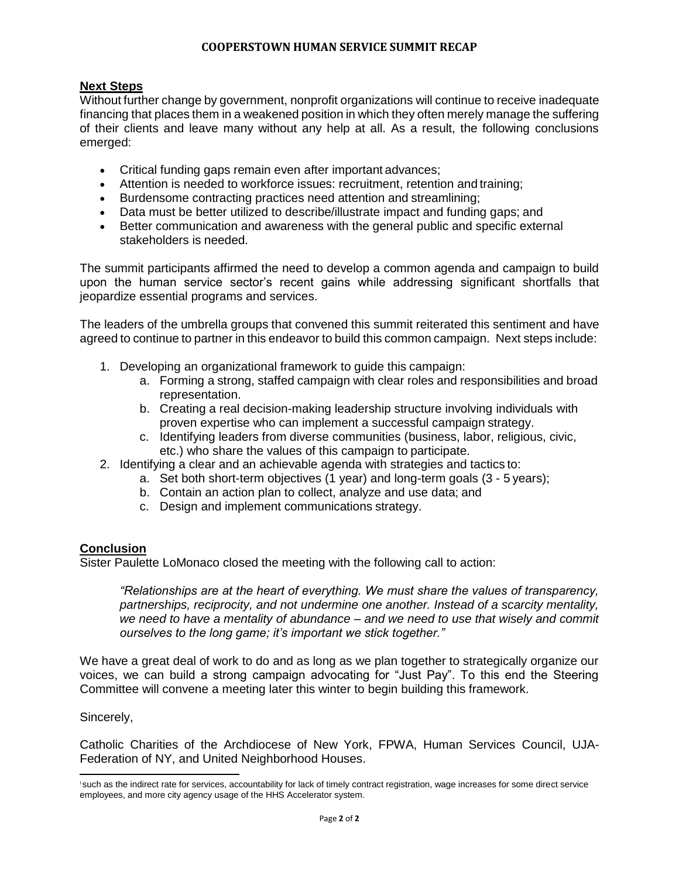**COOPERSTOWN HUMAN SERVICE SUMMIT RECAP**

## Next Steps

Without further change by government, nonprofit organizations will continue to receive inadequate financing that places them in a weakened position in which they often merely manage the suffering of their clients and leave many without any help at all. As a result, the following conclusions emerged:

- Critical funding gaps remain even after important advances;
- Attention is needed to workforce issues: recruitment, retention and training;
- Burdensome contracting practices need attention and streamlining;
- Data must be better utilized to describe/illustrate impact and funding gaps; and
- Better communication and awareness with the general public and specific external stakeholders is needed.

The summit participants affirmed the need to develop a common agenda and campaign to build upon the human service sector's recent gains while addressing significant shortfalls that jeopardize essential programs and services.

The leaders of the umbrella groups that convened this summit reiterated this sentiment and have agreed to continue to partner in this endeavor to build this common campaign. Next steps include:

1. Developing an organizational framework to guide this campaign:
    a. Forming a strong, staffed campaign with clear roles and responsibilities and broad representation.
    b. Creating a real decision-making leadership structure involving individuals with proven expertise who can implement a successful campaign strategy.
    c. Identifying leaders from diverse communities (business, labor, religious, civic, etc.) who share the values of this campaign to participate.
2. Identifying a clear and an achievable agenda with strategies and tactics to:
    a. Set both short-term objectives (1 year) and long-term goals (3 - 5 years);
    b. Contain an action plan to collect, analyze and use data; and
    c. Design and implement communications strategy.

## Conclusion

Sister Paulette LoMonaco closed the meeting with the following call to action:

> *"Relationships are at the heart of everything. We must share the values of transparency, partnerships, reciprocity, and not undermine one another. Instead of a scarcity mentality, we need to have a mentality of abundance – and we need to use that wisely and commit ourselves to the long game; it's important we stick together."*

We have a great deal of work to do and as long as we plan together to strategically organize our voices, we can build a strong campaign advocating for "Just Pay". To this end the Steering Committee will convene a meeting later this winter to begin building this framework.

Sincerely,

Catholic Charities of the Archdiocese of New York, FPWA, Human Services Council, UJA-Federation of NY, and United Neighborhood Houses.

---

[i] such as the indirect rate for services, accountability for lack of timely contract registration, wage increases for some direct service employees, and more city agency usage of the HHS Accelerator system.